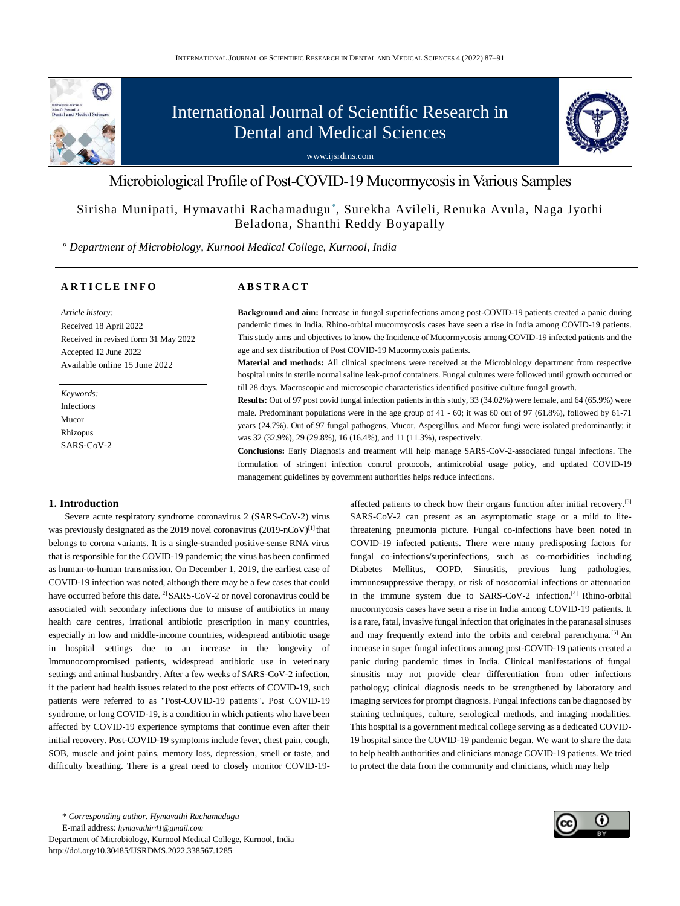# Microbiological Profile of Post-COVID-19 Mucormycosis in Various Samples

Sirisha Munipati, Hymavathi Rachamadugu*, Surekha Avileli, Renuka Avula, Naga Jyothi Beladona, Shanthi Reddy Boyapally

[a] *Department of Microbiology, Kurnool Medical College, Kurnool, India*

---

**ARTICLE INFO**

*Article history:*
Received 18 April 2022
Received in revised form 31 May 2022
Accepted 12 June 2022
Available online 15 June 2022

*Keywords:*
Infections
Mucor
Rhizopus
SARS-CoV-2

**ABSTRACT**

**Background and aim:** Increase in fungal superinfections among post-COVID-19 patients created a panic during pandemic times in India. Rhino-orbital mucormycosis cases have seen a rise in India among COVID-19 patients. This study aims and objectives to know the Incidence of Mucormycosis among COVID-19 infected patients and the age and sex distribution of Post COVID-19 Mucormycosis patients.

**Material and methods:** All clinical specimens were received at the Microbiology department from respective hospital units in sterile normal saline leak-proof containers. Fungal cultures were followed until growth occurred or till 28 days. Macroscopic and microscopic characteristics identified positive culture fungal growth.

**Results:** Out of 97 post covid fungal infection patients in this study, 33 (34.02%) were female, and 64 (65.9%) were male. Predominant populations were in the age group of 41 - 60; it was 60 out of 97 (61.8%), followed by 61-71 years (24.7%). Out of 97 fungal pathogens, Mucor, Aspergillus, and Mucor fungi were isolated predominantly; it was 32 (32.9%), 29 (29.8%), 16 (16.4%), and 11 (11.3%), respectively.

**Conclusions:** Early Diagnosis and treatment will help manage SARS-CoV-2-associated fungal infections. The formulation of stringent infection control protocols, antimicrobial usage policy, and updated COVID-19 management guidelines by government authorities helps reduce infections.

---

## 1. Introduction

Severe acute respiratory syndrome coronavirus 2 (SARS-CoV-2) virus was previously designated as the 2019 novel coronavirus (2019-nCoV)[1] that belongs to corona variants. It is a single-stranded positive-sense RNA virus that is responsible for the COVID-19 pandemic; the virus has been confirmed as human-to-human transmission. On December 1, 2019, the earliest case of COVID-19 infection was noted, although there may be a few cases that could have occurred before this date.[2] SARS-CoV-2 or novel coronavirus could be associated with secondary infections due to misuse of antibiotics in many health care centres, irrational antibiotic prescription in many countries, especially in low and middle-income countries, widespread antibiotic usage in hospital settings due to an increase in the longevity of Immunocompromised patients, widespread antibiotic use in veterinary settings and animal husbandry. After a few weeks of SARS-CoV-2 infection, if the patient had health issues related to the post effects of COVID-19, such patients were referred to as "Post-COVID-19 patients". Post COVID-19 syndrome, or long COVID-19, is a condition in which patients who have been affected by COVID-19 experience symptoms that continue even after their initial recovery. Post-COVID-19 symptoms include fever, chest pain, cough, SOB, muscle and joint pains, memory loss, depression, smell or taste, and difficulty breathing. There is a great need to closely monitor COVID-19-affected patients to check how their organs function after initial recovery.[3] SARS-CoV-2 can present as an asymptomatic stage or a mild to life-threatening pneumonia picture. Fungal co-infections have been noted in COVID-19 infected patients. There were many predisposing factors for fungal co-infections/superinfections, such as co-morbidities including Diabetes Mellitus, COPD, Sinusitis, previous lung pathologies, immunosuppressive therapy, or risk of nosocomial infections or attenuation in the immune system due to SARS-CoV-2 infection.[4] Rhino-orbital mucormycosis cases have seen a rise in India among COVID-19 patients. It is a rare, fatal, invasive fungal infection that originates in the paranasal sinuses and may frequently extend into the orbits and cerebral parenchyma.[5] An increase in super fungal infections among post-COVID-19 patients created a panic during pandemic times in India. Clinical manifestations of fungal sinusitis may not provide clear differentiation from other infections pathology; clinical diagnosis needs to be strengthened by laboratory and imaging services for prompt diagnosis. Fungal infections can be diagnosed by staining techniques, culture, serological methods, and imaging modalities. This hospital is a government medical college serving as a dedicated COVID-19 hospital since the COVID-19 pandemic began. We want to share the data to help health authorities and clinicians manage COVID-19 patients. We tried to protect the data from the community and clinicians, which may help

---

\* *Corresponding author. Hymavathi Rachamadugu*
E-mail address: *hymavathir41@gmail.com*
Department of Microbiology, Kurnool Medical College, Kurnool, India
http://doi.org/10.30485/IJSRDMS.2022.338567.1285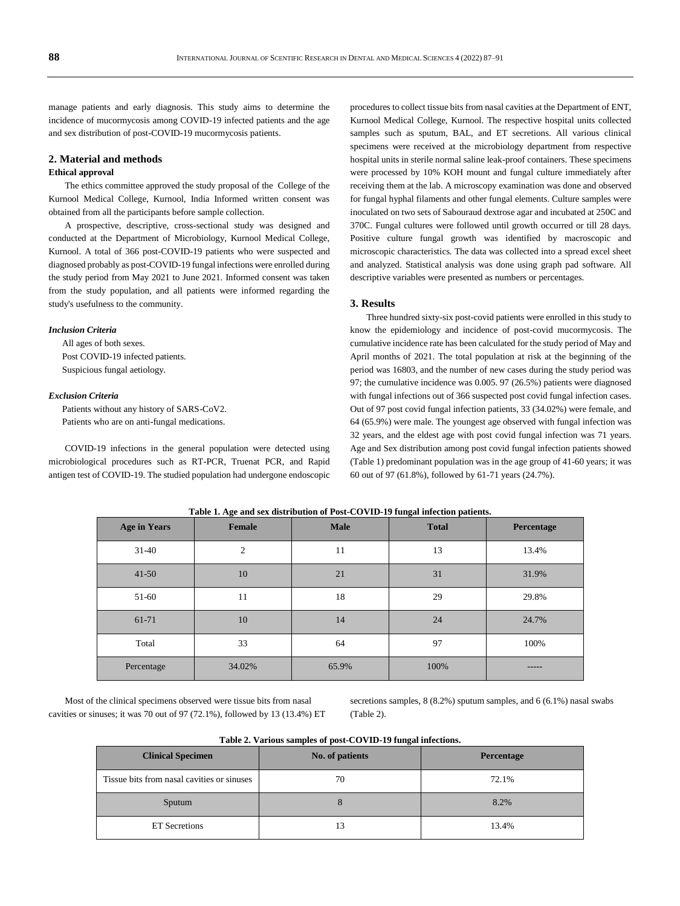manage patients and early diagnosis. This study aims to determine the incidence of mucormycosis among COVID-19 infected patients and the age and sex distribution of post-COVID-19 mucormycosis patients.

## 2. Material and methods

### Ethical approval

The ethics committee approved the study proposal of the College of the Kurnool Medical College, Kurnool, India Informed written consent was obtained from all the participants before sample collection.

A prospective, descriptive, cross-sectional study was designed and conducted at the Department of Microbiology, Kurnool Medical College, Kurnool. A total of 366 post-COVID-19 patients who were suspected and diagnosed probably as post-COVID-19 fungal infections were enrolled during the study period from May 2021 to June 2021. Informed consent was taken from the study population, and all patients were informed regarding the study's usefulness to the community.

#### *Inclusion Criteria*

All ages of both sexes.
Post COVID-19 infected patients.
Suspicious fungal aetiology.

#### *Exclusion Criteria*

Patients without any history of SARS-CoV2.
Patients who are on anti-fungal medications.

COVID-19 infections in the general population were detected using microbiological procedures such as RT-PCR, Truenat PCR, and Rapid antigen test of COVID-19. The studied population had undergone endoscopic procedures to collect tissue bits from nasal cavities at the Department of ENT, Kurnool Medical College, Kurnool. The respective hospital units collected samples such as sputum, BAL, and ET secretions. All various clinical specimens were received at the microbiology department from respective hospital units in sterile normal saline leak-proof containers. These specimens were processed by 10% KOH mount and fungal culture immediately after receiving them at the lab. A microscopy examination was done and observed for fungal hyphal filaments and other fungal elements. Culture samples were inoculated on two sets of Sabouraud dextrose agar and incubated at 250C and 370C. Fungal cultures were followed until growth occurred or till 28 days. Positive culture fungal growth was identified by macroscopic and microscopic characteristics. The data was collected into a spread excel sheet and analyzed. Statistical analysis was done using graph pad software. All descriptive variables were presented as numbers or percentages.

## 3. Results

Three hundred sixty-six post-covid patients were enrolled in this study to know the epidemiology and incidence of post-covid mucormycosis. The cumulative incidence rate has been calculated for the study period of May and April months of 2021. The total population at risk at the beginning of the period was 16803, and the number of new cases during the study period was 97; the cumulative incidence was 0.005. 97 (26.5%) patients were diagnosed with fungal infections out of 366 suspected post covid fungal infection cases. Out of 97 post covid fungal infection patients, 33 (34.02%) were female, and 64 (65.9%) were male. The youngest age observed with fungal infection was 32 years, and the eldest age with post covid fungal infection was 71 years. Age and Sex distribution among post covid fungal infection patients showed (Table 1) predominant population was in the age group of 41-60 years; it was 60 out of 97 (61.8%), followed by 61-71 years (24.7%).

**Table 1. Age and sex distribution of Post-COVID-19 fungal infection patients.**

| Age in Years | Female | Male | Total | Percentage |
|---|---|---|---|---|
| 31-40 | 2 | 11 | 13 | 13.4% |
| 41-50 | 10 | 21 | 31 | 31.9% |
| 51-60 | 11 | 18 | 29 | 29.8% |
| 61-71 | 10 | 14 | 24 | 24.7% |
| Total | 33 | 64 | 97 | 100% |
| Percentage | 34.02% | 65.9% | 100% | ----- |

Most of the clinical specimens observed were tissue bits from nasal cavities or sinuses; it was 70 out of 97 (72.1%), followed by 13 (13.4%) ET secretions samples, 8 (8.2%) sputum samples, and 6 (6.1%) nasal swabs (Table 2).

**Table 2. Various samples of post-COVID-19 fungal infections.**

| Clinical Specimen | No. of patients | Percentage |
|---|---|---|
| Tissue bits from nasal cavities or sinuses | 70 | 72.1% |
| Sputum | 8 | 8.2% |
| ET Secretions | 13 | 13.4% |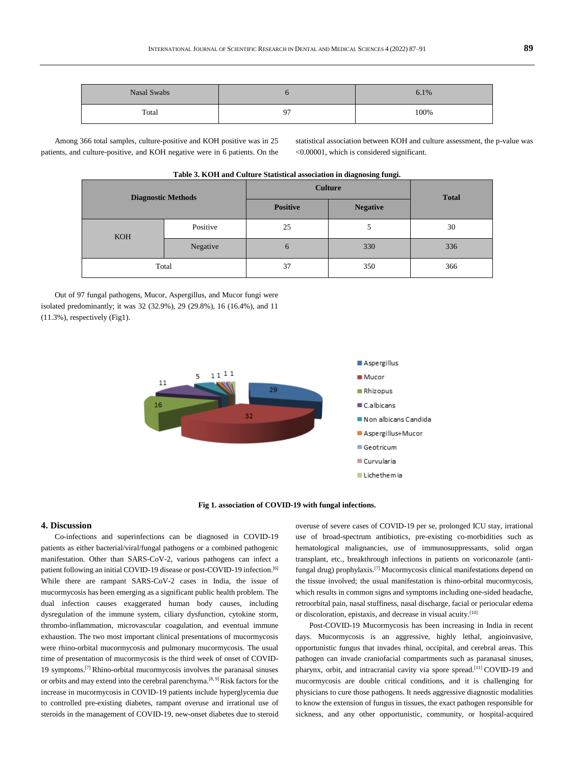| Nasal Swabs | 6 | 6.1% |
|---|---|---|
| Total | 97 | 100% |

Among 366 total samples, culture-positive and KOH positive was in 25 patients, and culture-positive, and KOH negative were in 6 patients. On the statistical association between KOH and culture assessment, the p-value was <0.00001, which is considered significant.

**Table 3. KOH and Culture Statistical association in diagnosing fungi.**

| Diagnostic Methods | | Culture | | Total |
|---|---|---|---|---|
| | | Positive | Negative | |
| KOH | Positive | 25 | 5 | 30 |
| | Negative | 6 | 330 | 336 |
| Total | | 37 | 350 | 366 |

Out of 97 fungal pathogens, Mucor, Aspergillus, and Mucor fungi were isolated predominantly; it was 32 (32.9%), 29 (29.8%), 16 (16.4%), and 11 (11.3%), respectively (Fig1).

**Fig 1. association of COVID-19 with fungal infections.**

## 4. Discussion

Co-infections and superinfections can be diagnosed in COVID-19 patients as either bacterial/viral/fungal pathogens or a combined pathogenic manifestation. Other than SARS-CoV-2, various pathogens can infect a patient following an initial COVID-19 disease or post-COVID-19 infection.[6] While there are rampant SARS-CoV-2 cases in India, the issue of mucormycosis has been emerging as a significant public health problem. The dual infection causes exaggerated human body causes, including dysregulation of the immune system, ciliary dysfunction, cytokine storm, thrombo-inflammation, microvascular coagulation, and eventual immune exhaustion. The two most important clinical presentations of mucormycosis were rhino-orbital mucormycosis and pulmonary mucormycosis. The usual time of presentation of mucormycosis is the third week of onset of COVID-19 symptoms.[7] Rhino-orbital mucormycosis involves the paranasal sinuses or orbits and may extend into the cerebral parenchyma.[8, 9] Risk factors for the increase in mucormycosis in COVID-19 patients include hyperglycemia due to controlled pre-existing diabetes, rampant overuse and irrational use of steroids in the management of COVID-19, new-onset diabetes due to steroid overuse of severe cases of COVID-19 per se, prolonged ICU stay, irrational use of broad-spectrum antibiotics, pre-existing co-morbidities such as hematological malignancies, use of immunosuppressants, solid organ transplant, etc., breakthrough infections in patients on voriconazole (anti-fungal drug) prophylaxis.[7] Mucormycosis clinical manifestations depend on the tissue involved; the usual manifestation is rhino-orbital mucormycosis, which results in common signs and symptoms including one-sided headache, retroorbital pain, nasal stuffiness, nasal discharge, facial or periocular edema or discoloration, epistaxis, and decrease in visual acuity.[10]

Post-COVID-19 Mucormycosis has been increasing in India in recent days. Mucormycosis is an aggressive, highly lethal, angioinvasive, opportunistic fungus that invades rhinal, occipital, and cerebral areas. This pathogen can invade craniofacial compartments such as paranasal sinuses, pharynx, orbit, and intracranial cavity via spore spread.[11] COVID-19 and mucormycosis are double critical conditions, and it is challenging for physicians to cure those pathogens. It needs aggressive diagnostic modalities to know the extension of fungus in tissues, the exact pathogen responsible for sickness, and any other opportunistic, community, or hospital-acquired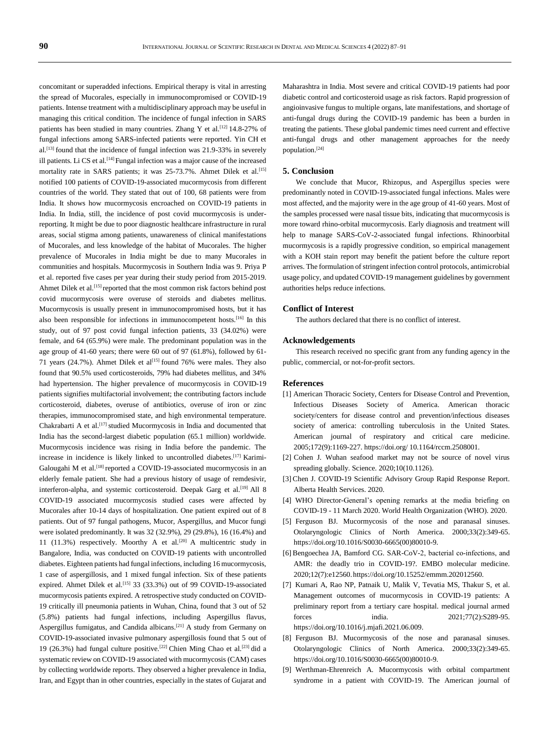concomitant or superadded infections. Empirical therapy is vital in arresting the spread of Mucorales, especially in immunocompromised or COVID-19 patients. Intense treatment with a multidisciplinary approach may be useful in managing this critical condition. The incidence of fungal infection in SARS patients has been studied in many countries. Zhang Y et al.[12] 14.8-27% of fungal infections among SARS-infected patients were reported. Yin CH et al.[13] found that the incidence of fungal infection was 21.9-33% in severely ill patients. Li CS et al.[14] Fungal infection was a major cause of the increased mortality rate in SARS patients; it was 25-73.7%. Ahmet Dilek et al.[15] notified 100 patients of COVID-19-associated mucormycosis from different countries of the world. They stated that out of 100, 68 patients were from India. It shows how mucormycosis encroached on COVID-19 patients in India. In India, still, the incidence of post covid mucormycosis is under-reporting. It might be due to poor diagnostic healthcare infrastructure in rural areas, social stigma among patients, unawareness of clinical manifestations of Mucorales, and less knowledge of the habitat of Mucorales. The higher prevalence of Mucorales in India might be due to many Mucorales in communities and hospitals. Mucormycosis in Southern India was 9. Priya P et al. reported five cases per year during their study period from 2015-2019. Ahmet Dilek et al.[15] reported that the most common risk factors behind post covid mucormycosis were overuse of steroids and diabetes mellitus. Mucormycosis is usually present in immunocompromised hosts, but it has also been responsible for infections in immunocompetent hosts.[16] In this study, out of 97 post covid fungal infection patients, 33 (34.02%) were female, and 64 (65.9%) were male. The predominant population was in the age group of 41-60 years; there were 60 out of 97 (61.8%), followed by 61-71 years (24.7%). Ahmet Dilek et al[15] found 76% were males. They also found that 90.5% used corticosteroids, 79% had diabetes mellitus, and 34% had hypertension. The higher prevalence of mucormycosis in COVID-19 patients signifies multifactorial involvement; the contributing factors include corticosteroid, diabetes, overuse of antibiotics, overuse of iron or zinc therapies, immunocompromised state, and high environmental temperature. Chakrabarti A et al.[17] studied Mucormycosis in India and documented that India has the second-largest diabetic population (65.1 million) worldwide. Mucormycosis incidence was rising in India before the pandemic. The increase in incidence is likely linked to uncontrolled diabetes.[17] Karimi-Galougahi M et al.[18] reported a COVID-19-associated mucormycosis in an elderly female patient. She had a previous history of usage of remdesivir, interferon-alpha, and systemic corticosteroid. Deepak Garg et al.[19] All 8 COVID-19 associated mucormycosis studied cases were affected by Mucorales after 10-14 days of hospitalization. One patient expired out of 8 patients. Out of 97 fungal pathogens, Mucor, Aspergillus, and Mucor fungi were isolated predominantly. It was 32 (32.9%), 29 (29.8%), 16 (16.4%) and 11 (11.3%) respectively. Moorthy A et al.[20] A multicentric study in Bangalore, India, was conducted on COVID-19 patients with uncontrolled diabetes. Eighteen patients had fungal infections, including 16 mucormycosis, 1 case of aspergillosis, and 1 mixed fungal infection. Six of these patients expired. Ahmet Dilek et al.[15] 33 (33.3%) out of 99 COVID-19-associated mucormycosis patients expired. A retrospective study conducted on COVID-19 critically ill pneumonia patients in Wuhan, China, found that 3 out of 52 (5.8%) patients had fungal infections, including Aspergillus flavus, Aspergillus fumigatus, and Candida albicans.[21] A study from Germany on COVID-19-associated invasive pulmonary aspergillosis found that 5 out of 19 (26.3%) had fungal culture positive.[22] Chien Ming Chao et al.[23] did a systematic review on COVID-19 associated with mucormycosis (CAM) cases by collecting worldwide reports. They observed a higher prevalence in India, Iran, and Egypt than in other countries, especially in the states of Gujarat and Maharashtra in India. Most severe and critical COVID-19 patients had poor diabetic control and corticosteroid usage as risk factors. Rapid progression of angioinvasive fungus to multiple organs, late manifestations, and shortage of anti-fungal drugs during the COVID-19 pandemic has been a burden in treating the patients. These global pandemic times need current and effective anti-fungal drugs and other management approaches for the needy population.[24]

## 5. Conclusion

We conclude that Mucor, Rhizopus, and Aspergillus species were predominantly noted in COVID-19-associated fungal infections. Males were most affected, and the majority were in the age group of 41-60 years. Most of the samples processed were nasal tissue bits, indicating that mucormycosis is more toward rhino-orbital mucormycosis. Early diagnosis and treatment will help to manage SARS-CoV-2-associated fungal infections. Rhinoorbital mucormycosis is a rapidly progressive condition, so empirical management with a KOH stain report may benefit the patient before the culture report arrives. The formulation of stringent infection control protocols, antimicrobial usage policy, and updated COVID-19 management guidelines by government authorities helps reduce infections.

## Conflict of Interest

The authors declared that there is no conflict of interest.

## Acknowledgements

This research received no specific grant from any funding agency in the public, commercial, or not-for-profit sectors.

## References

[1] American Thoracic Society, Centers for Disease Control and Prevention, Infectious Diseases Society of America. American thoracic society/centers for disease control and prevention/infectious diseases society of america: controlling tuberculosis in the United States. American journal of respiratory and critical care medicine. 2005;172(9):1169-227. https://doi.org/ 10.1164/rccm.2508001.

[2] Cohen J. Wuhan seafood market may not be source of novel virus spreading globally. Science. 2020;10(10.1126).

[3] Chen J. COVID-19 Scientific Advisory Group Rapid Response Report. Alberta Health Services. 2020.

[4] WHO Director-General's opening remarks at the media briefing on COVID-19 - 11 March 2020. World Health Organization (WHO). 2020.

[5] Ferguson BJ. Mucormycosis of the nose and paranasal sinuses. Otolaryngologic Clinics of North America. 2000;33(2):349-65. https://doi.org/10.1016/S0030-6665(00)80010-9.

[6] Bengoechea JA, Bamford CG. SAR-CoV-2, bacterial co-infections, and AMR: the deadly trio in COVID-19?. EMBO molecular medicine. 2020;12(7):e12560. https://doi.org/10.15252/emmm.202012560.

[7] Kumari A, Rao NP, Patnaik U, Malik V, Tevatia MS, Thakur S, et al. Management outcomes of mucormycosis in COVID-19 patients: A preliminary report from a tertiary care hospital. medical journal armed forces india. 2021;77(2):S289-95. https://doi.org/10.1016/j.mjafi.2021.06.009.

[8] Ferguson BJ. Mucormycosis of the nose and paranasal sinuses. Otolaryngologic Clinics of North America. 2000;33(2):349-65. https://doi.org/10.1016/S0030-6665(00)80010-9.

[9] Werthman-Ehrenreich A. Mucormycosis with orbital compartment syndrome in a patient with COVID-19. The American journal of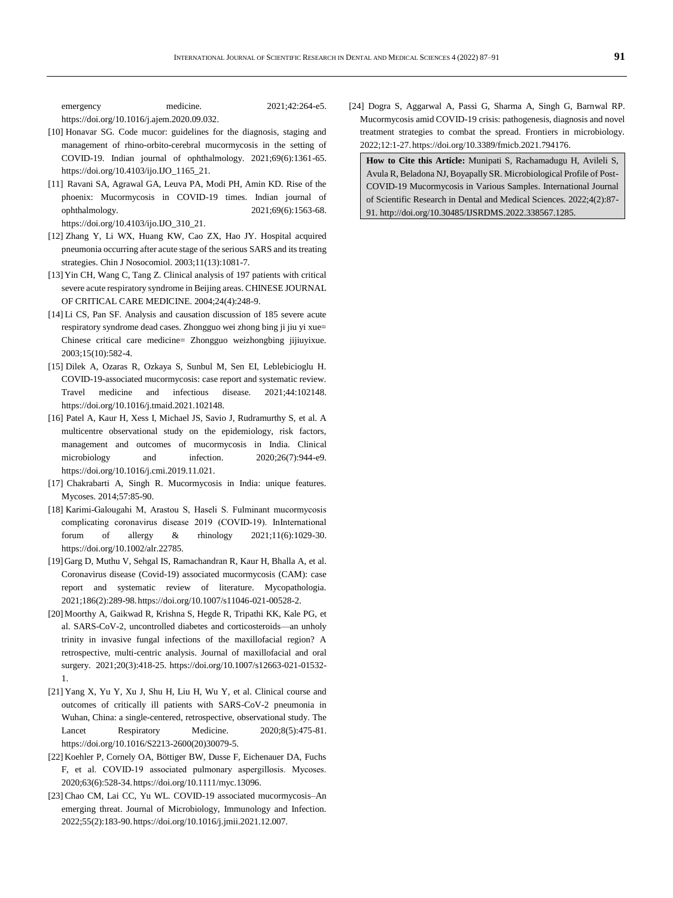emergency medicine. 2021;42:264-e5. https://doi.org/10.1016/j.ajem.2020.09.032.

[10] Honavar SG. Code mucor: guidelines for the diagnosis, staging and management of rhino-orbito-cerebral mucormycosis in the setting of COVID-19. Indian journal of ophthalmology. 2021;69(6):1361-65. https://doi.org/10.4103/ijo.IJO_1165_21.

[11] Ravani SA, Agrawal GA, Leuva PA, Modi PH, Amin KD. Rise of the phoenix: Mucormycosis in COVID-19 times. Indian journal of ophthalmology. 2021;69(6):1563-68. https://doi.org/10.4103/ijo.IJO_310_21.

[12] Zhang Y, Li WX, Huang KW, Cao ZX, Hao JY. Hospital acquired pneumonia occurring after acute stage of the serious SARS and its treating strategies. Chin J Nosocomiol. 2003;11(13):1081-7.

[13] Yin CH, Wang C, Tang Z. Clinical analysis of 197 patients with critical severe acute respiratory syndrome in Beijing areas. CHINESE JOURNAL OF CRITICAL CARE MEDICINE. 2004;24(4):248-9.

[14] Li CS, Pan SF. Analysis and causation discussion of 185 severe acute respiratory syndrome dead cases. Zhongguo wei zhong bing ji jiu yi xue= Chinese critical care medicine= Zhongguo weizhongbing jijiuyixue. 2003;15(10):582-4.

[15] Dilek A, Ozaras R, Ozkaya S, Sunbul M, Sen EI, Leblebicioglu H. COVID-19-associated mucormycosis: case report and systematic review. Travel medicine and infectious disease. 2021;44:102148. https://doi.org/10.1016/j.tmaid.2021.102148.

[16] Patel A, Kaur H, Xess I, Michael JS, Savio J, Rudramurthy S, et al. A multicentre observational study on the epidemiology, risk factors, management and outcomes of mucormycosis in India. Clinical microbiology and infection. 2020;26(7):944-e9. https://doi.org/10.1016/j.cmi.2019.11.021.

[17] Chakrabarti A, Singh R. Mucormycosis in India: unique features. Mycoses. 2014;57:85-90.

[18] Karimi-Galougahi M, Arastou S, Haseli S. Fulminant mucormycosis complicating coronavirus disease 2019 (COVID-19). InInternational forum of allergy & rhinology 2021;11(6):1029-30. https://doi.org/10.1002/alr.22785.

[19] Garg D, Muthu V, Sehgal IS, Ramachandran R, Kaur H, Bhalla A, et al. Coronavirus disease (Covid-19) associated mucormycosis (CAM): case report and systematic review of literature. Mycopathologia. 2021;186(2):289-98. https://doi.org/10.1007/s11046-021-00528-2.

[20] Moorthy A, Gaikwad R, Krishna S, Hegde R, Tripathi KK, Kale PG, et al. SARS-CoV-2, uncontrolled diabetes and corticosteroids—an unholy trinity in invasive fungal infections of the maxillofacial region? A retrospective, multi-centric analysis. Journal of maxillofacial and oral surgery. 2021;20(3):418-25. https://doi.org/10.1007/s12663-021-01532-1.

[21] Yang X, Yu Y, Xu J, Shu H, Liu H, Wu Y, et al. Clinical course and outcomes of critically ill patients with SARS-CoV-2 pneumonia in Wuhan, China: a single-centered, retrospective, observational study. The Lancet Respiratory Medicine. 2020;8(5):475-81. https://doi.org/10.1016/S2213-2600(20)30079-5.

[22] Koehler P, Cornely OA, Böttiger BW, Dusse F, Eichenauer DA, Fuchs F, et al. COVID-19 associated pulmonary aspergillosis. Mycoses. 2020;63(6):528-34. https://doi.org/10.1111/myc.13096.

[23] Chao CM, Lai CC, Yu WL. COVID-19 associated mucormycosis–An emerging threat. Journal of Microbiology, Immunology and Infection. 2022;55(2):183-90. https://doi.org/10.1016/j.jmii.2021.12.007.

[24] Dogra S, Aggarwal A, Passi G, Sharma A, Singh G, Barnwal RP. Mucormycosis amid COVID-19 crisis: pathogenesis, diagnosis and novel treatment strategies to combat the spread. Frontiers in microbiology. 2022;12:1-27. https://doi.org/10.3389/fmicb.2021.794176.

**How to Cite this Article:** Munipati S, Rachamadugu H, Avileli S, Avula R, Beladona NJ, Boyapally SR. Microbiological Profile of Post-COVID-19 Mucormycosis in Various Samples. International Journal of Scientific Research in Dental and Medical Sciences. 2022;4(2):87-91. http://doi.org/10.30485/IJSRDMS.2022.338567.1285.